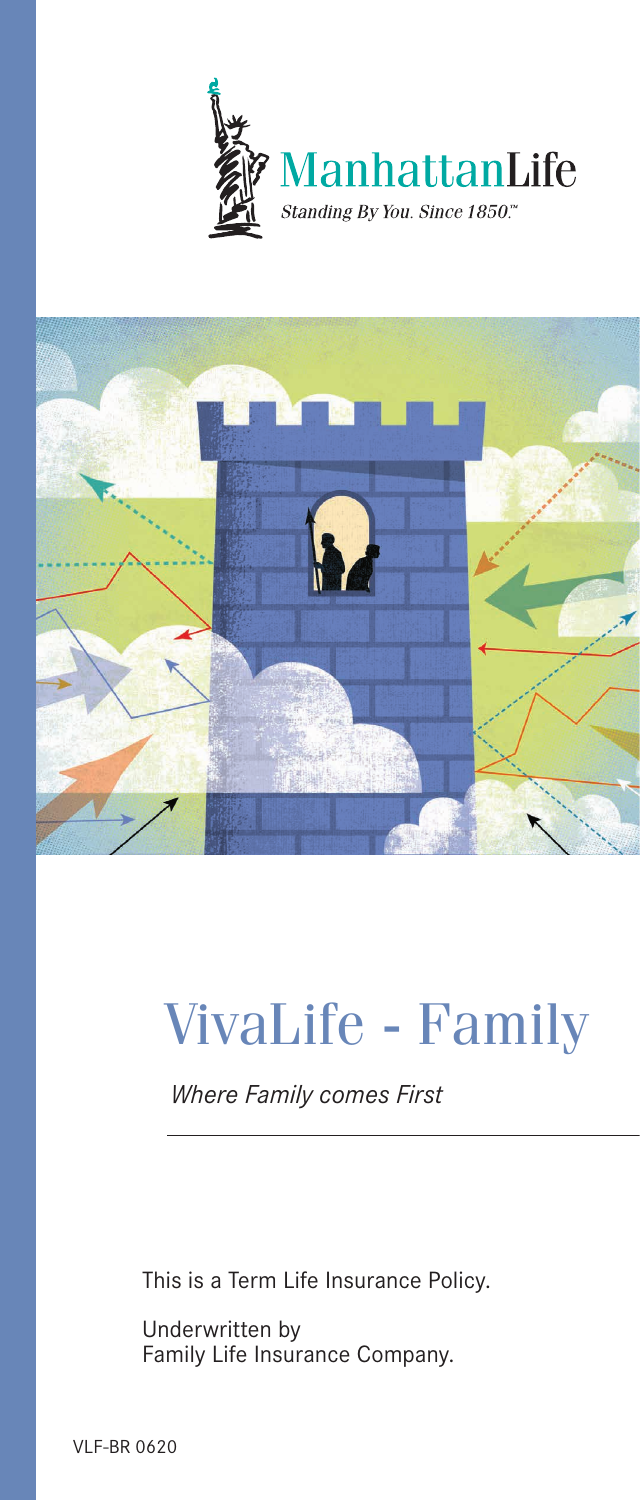ManhattanLife

*Standing By You. Since 1850.™*

# VivaLife - Family

*Where Family comes First*

This is a Term Life Insurance Policy.

Underwritten by
Family Life Insurance Company.

VLF-BR 0620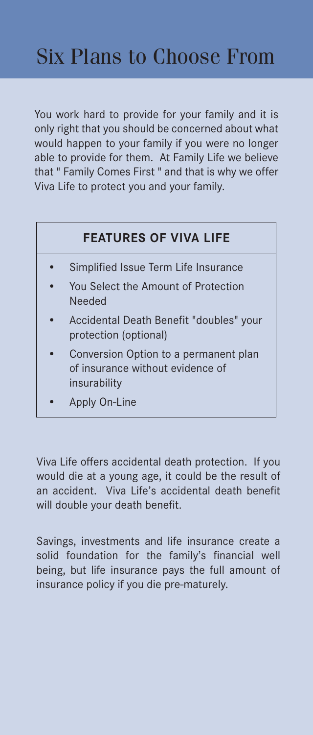# Six Plans to Choose From

You work hard to provide for your family and it is only right that you should be concerned about what would happen to your family if you were no longer able to provide for them. At Family Life we believe that " Family Comes First " and that is why we offer Viva Life to protect you and your family.

**FEATURES OF VIVA LIFE**

- Simplified Issue Term Life Insurance
- You Select the Amount of Protection Needed
- Accidental Death Benefit "doubles" your protection (optional)
- Conversion Option to a permanent plan of insurance without evidence of insurability
- Apply On-Line

Viva Life offers accidental death protection. If you would die at a young age, it could be the result of an accident. Viva Life's accidental death benefit will double your death benefit.

Savings, investments and life insurance create a solid foundation for the family's financial well being, but life insurance pays the full amount of insurance policy if you die pre-maturely.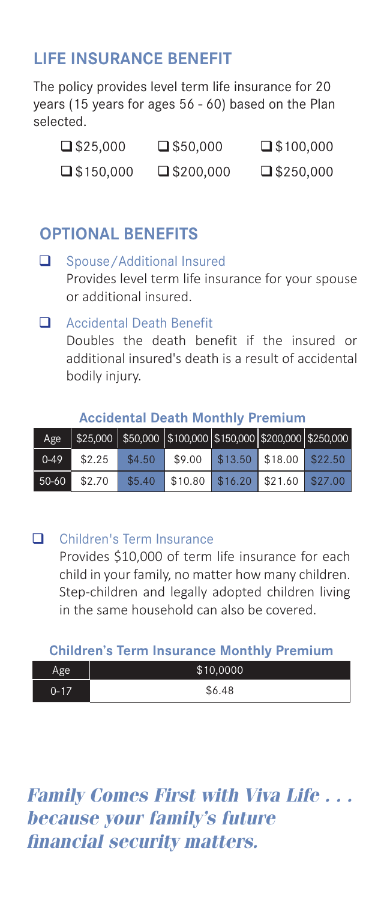## LIFE INSURANCE BENEFIT

The policy provides level term life insurance for 20 years (15 years for ages 56 - 60) based on the Plan selected.

- ❑ $25,000
- ❑ $50,000
- ❑ $100,000
- ❑ $150,000
- ❑ $200,000
- ❑ $250,000

## OPTIONAL BENEFITS

❑ Spouse/Additional Insured
Provides level term life insurance for your spouse or additional insured.

❑ Accidental Death Benefit
Doubles the death benefit if the insured or additional insured's death is a result of accidental bodily injury.

**Accidental Death Monthly Premium**

| Age | $25,000 | $50,000 | $100,000 | $150,000 | $200,000 | $250,000 |
|---|---|---|---|---|---|---|
| 0-49 | $2.25 | $4.50 | $9.00 | $13.50 | $18.00 | $22.50 |
| 50-60 | $2.70 | $5.40 | $10.80 | $16.20 | $21.60 | $27.00 |

❑ Children's Term Insurance
Provides $10,000 of term life insurance for each child in your family, no matter how many children. Step-children and legally adopted children living in the same household can also be covered.

**Children's Term Insurance Monthly Premium**

| Age | $10,0000 |
|---|---|
| 0-17 | $6.48 |

***Family Comes First with Viva Life . . . because your family's future financial security matters.***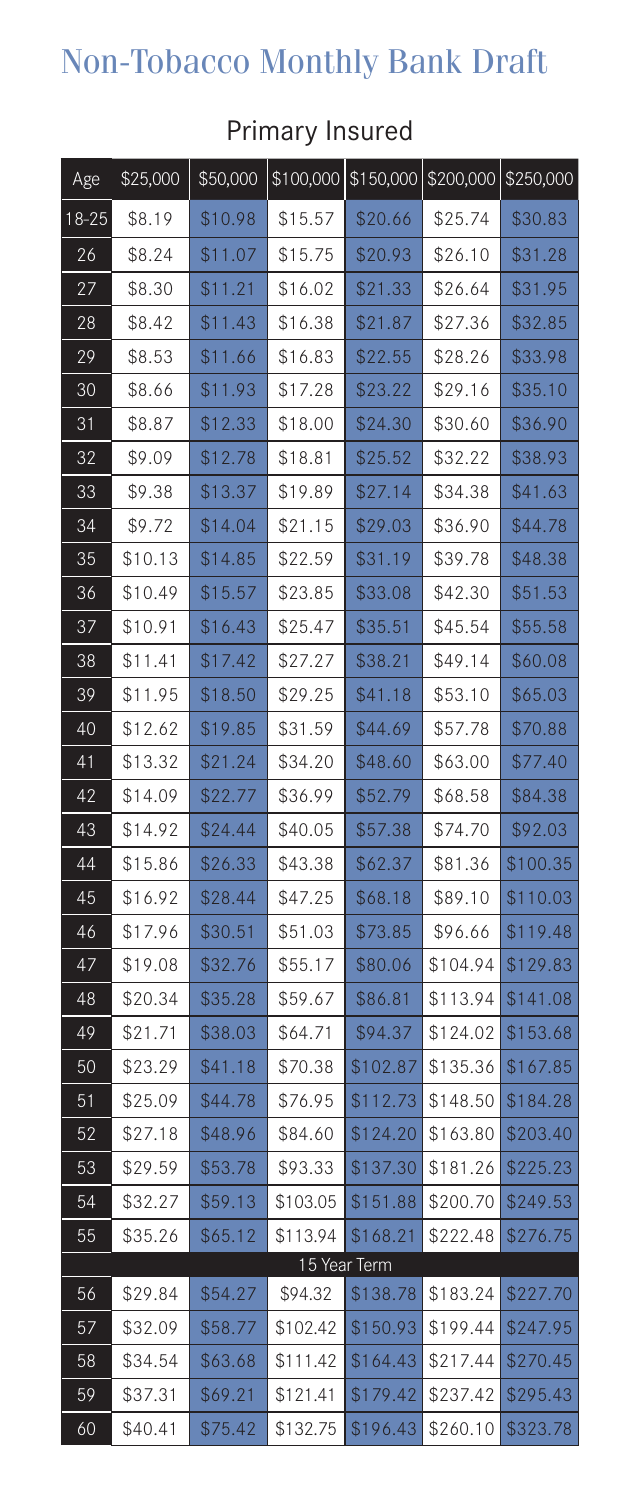# Non-Tobacco Monthly Bank Draft

## Primary Insured

| Age | $25,000 | $50,000 | $100,000 | $150,000 | $200,000 | $250,000 |
|---|---|---|---|---|---|---|
| 18-25 | $8.19 | $10.98 | $15.57 | $20.66 | $25.74 | $30.83 |
| 26 | $8.24 | $11.07 | $15.75 | $20.93 | $26.10 | $31.28 |
| 27 | $8.30 | $11.21 | $16.02 | $21.33 | $26.64 | $31.95 |
| 28 | $8.42 | $11.43 | $16.38 | $21.87 | $27.36 | $32.85 |
| 29 | $8.53 | $11.66 | $16.83 | $22.55 | $28.26 | $33.98 |
| 30 | $8.66 | $11.93 | $17.28 | $23.22 | $29.16 | $35.10 |
| 31 | $8.87 | $12.33 | $18.00 | $24.30 | $30.60 | $36.90 |
| 32 | $9.09 | $12.78 | $18.81 | $25.52 | $32.22 | $38.93 |
| 33 | $9.38 | $13.37 | $19.89 | $27.14 | $34.38 | $41.63 |
| 34 | $9.72 | $14.04 | $21.15 | $29.03 | $36.90 | $44.78 |
| 35 | $10.13 | $14.85 | $22.59 | $31.19 | $39.78 | $48.38 |
| 36 | $10.49 | $15.57 | $23.85 | $33.08 | $42.30 | $51.53 |
| 37 | $10.91 | $16.43 | $25.47 | $35.51 | $45.54 | $55.58 |
| 38 | $11.41 | $17.42 | $27.27 | $38.21 | $49.14 | $60.08 |
| 39 | $11.95 | $18.50 | $29.25 | $41.18 | $53.10 | $65.03 |
| 40 | $12.62 | $19.85 | $31.59 | $44.69 | $57.78 | $70.88 |
| 41 | $13.32 | $21.24 | $34.20 | $48.60 | $63.00 | $77.40 |
| 42 | $14.09 | $22.77 | $36.99 | $52.79 | $68.58 | $84.38 |
| 43 | $14.92 | $24.44 | $40.05 | $57.38 | $74.70 | $92.03 |
| 44 | $15.86 | $26.33 | $43.38 | $62.37 | $81.36 | $100.35 |
| 45 | $16.92 | $28.44 | $47.25 | $68.18 | $89.10 | $110.03 |
| 46 | $17.96 | $30.51 | $51.03 | $73.85 | $96.66 | $119.48 |
| 47 | $19.08 | $32.76 | $55.17 | $80.06 | $104.94 | $129.83 |
| 48 | $20.34 | $35.28 | $59.67 | $86.81 | $113.94 | $141.08 |
| 49 | $21.71 | $38.03 | $64.71 | $94.37 | $124.02 | $153.68 |
| 50 | $23.29 | $41.18 | $70.38 | $102.87 | $135.36 | $167.85 |
| 51 | $25.09 | $44.78 | $76.95 | $112.73 | $148.50 | $184.28 |
| 52 | $27.18 | $48.96 | $84.60 | $124.20 | $163.80 | $203.40 |
| 53 | $29.59 | $53.78 | $93.33 | $137.30 | $181.26 | $225.23 |
| 54 | $32.27 | $59.13 | $103.05 | $151.88 | $200.70 | $249.53 |
| 55 | $35.26 | $65.12 | $113.94 | $168.21 | $222.48 | $276.75 |
| 15 Year Term | | | | | | |
| 56 | $29.84 | $54.27 | $94.32 | $138.78 | $183.24 | $227.70 |
| 57 | $32.09 | $58.77 | $102.42 | $150.93 | $199.44 | $247.95 |
| 58 | $34.54 | $63.68 | $111.42 | $164.43 | $217.44 | $270.45 |
| 59 | $37.31 | $69.21 | $121.41 | $179.42 | $237.42 | $295.43 |
| 60 | $40.41 | $75.42 | $132.75 | $196.43 | $260.10 | $323.78 |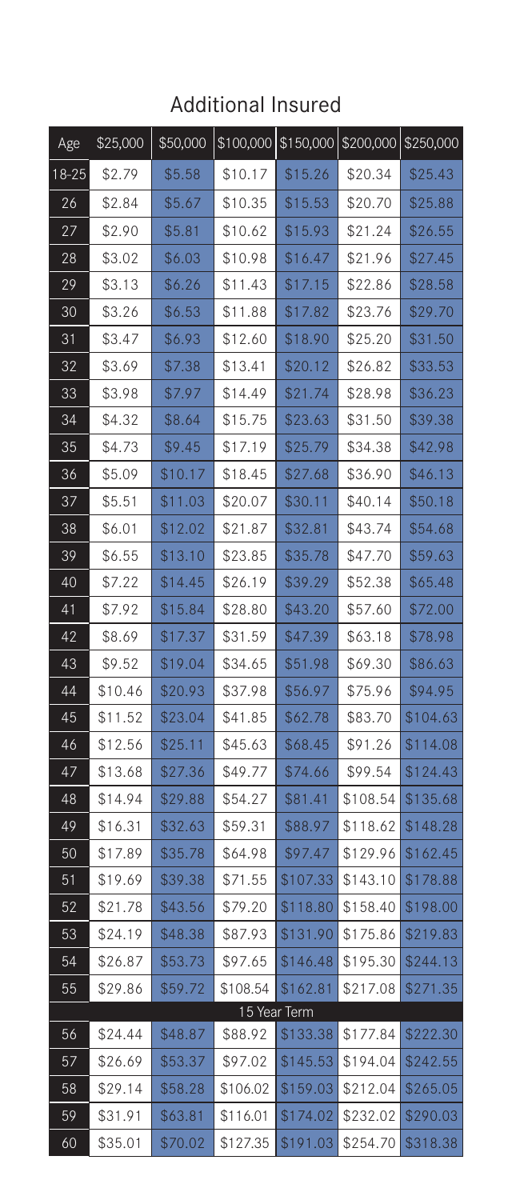## Additional Insured

| Age | $25,000 | $50,000 | $100,000 | $150,000 | $200,000 | $250,000 |
|---|---|---|---|---|---|---|
| 18-25 | $2.79 | $5.58 | $10.17 | $15.26 | $20.34 | $25.43 |
| 26 | $2.84 | $5.67 | $10.35 | $15.53 | $20.70 | $25.88 |
| 27 | $2.90 | $5.81 | $10.62 | $15.93 | $21.24 | $26.55 |
| 28 | $3.02 | $6.03 | $10.98 | $16.47 | $21.96 | $27.45 |
| 29 | $3.13 | $6.26 | $11.43 | $17.15 | $22.86 | $28.58 |
| 30 | $3.26 | $6.53 | $11.88 | $17.82 | $23.76 | $29.70 |
| 31 | $3.47 | $6.93 | $12.60 | $18.90 | $25.20 | $31.50 |
| 32 | $3.69 | $7.38 | $13.41 | $20.12 | $26.82 | $33.53 |
| 33 | $3.98 | $7.97 | $14.49 | $21.74 | $28.98 | $36.23 |
| 34 | $4.32 | $8.64 | $15.75 | $23.63 | $31.50 | $39.38 |
| 35 | $4.73 | $9.45 | $17.19 | $25.79 | $34.38 | $42.98 |
| 36 | $5.09 | $10.17 | $18.45 | $27.68 | $36.90 | $46.13 |
| 37 | $5.51 | $11.03 | $20.07 | $30.11 | $40.14 | $50.18 |
| 38 | $6.01 | $12.02 | $21.87 | $32.81 | $43.74 | $54.68 |
| 39 | $6.55 | $13.10 | $23.85 | $35.78 | $47.70 | $59.63 |
| 40 | $7.22 | $14.45 | $26.19 | $39.29 | $52.38 | $65.48 |
| 41 | $7.92 | $15.84 | $28.80 | $43.20 | $57.60 | $72.00 |
| 42 | $8.69 | $17.37 | $31.59 | $47.39 | $63.18 | $78.98 |
| 43 | $9.52 | $19.04 | $34.65 | $51.98 | $69.30 | $86.63 |
| 44 | $10.46 | $20.93 | $37.98 | $56.97 | $75.96 | $94.95 |
| 45 | $11.52 | $23.04 | $41.85 | $62.78 | $83.70 | $104.63 |
| 46 | $12.56 | $25.11 | $45.63 | $68.45 | $91.26 | $114.08 |
| 47 | $13.68 | $27.36 | $49.77 | $74.66 | $99.54 | $124.43 |
| 48 | $14.94 | $29.88 | $54.27 | $81.41 | $108.54 | $135.68 |
| 49 | $16.31 | $32.63 | $59.31 | $88.97 | $118.62 | $148.28 |
| 50 | $17.89 | $35.78 | $64.98 | $97.47 | $129.96 | $162.45 |
| 51 | $19.69 | $39.38 | $71.55 | $107.33 | $143.10 | $178.88 |
| 52 | $21.78 | $43.56 | $79.20 | $118.80 | $158.40 | $198.00 |
| 53 | $24.19 | $48.38 | $87.93 | $131.90 | $175.86 | $219.83 |
| 54 | $26.87 | $53.73 | $97.65 | $146.48 | $195.30 | $244.13 |
| 55 | $29.86 | $59.72 | $108.54 | $162.81 | $217.08 | $271.35 |
| 15 Year Term | | | | | | |
| 56 | $24.44 | $48.87 | $88.92 | $133.38 | $177.84 | $222.30 |
| 57 | $26.69 | $53.37 | $97.02 | $145.53 | $194.04 | $242.55 |
| 58 | $29.14 | $58.28 | $106.02 | $159.03 | $212.04 | $265.05 |
| 59 | $31.91 | $63.81 | $116.01 | $174.02 | $232.02 | $290.03 |
| 60 | $35.01 | $70.02 | $127.35 | $191.03 | $254.70 | $318.38 |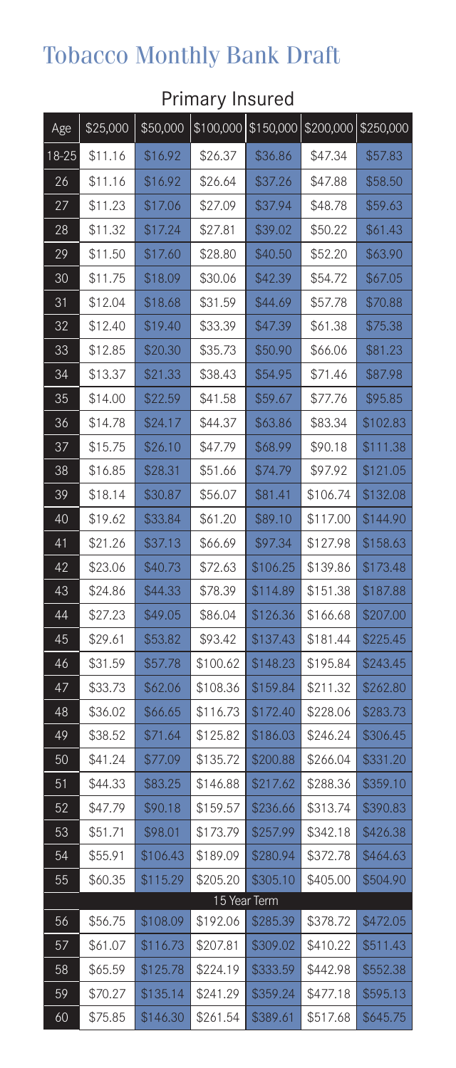# Tobacco Monthly Bank Draft

## Primary Insured

| Age | $25,000 | $50,000 | $100,000 | $150,000 | $200,000 | $250,000 |
|---|---|---|---|---|---|---|
| 18-25 | $11.16 | $16.92 | $26.37 | $36.86 | $47.34 | $57.83 |
| 26 | $11.16 | $16.92 | $26.64 | $37.26 | $47.88 | $58.50 |
| 27 | $11.23 | $17.06 | $27.09 | $37.94 | $48.78 | $59.63 |
| 28 | $11.32 | $17.24 | $27.81 | $39.02 | $50.22 | $61.43 |
| 29 | $11.50 | $17.60 | $28.80 | $40.50 | $52.20 | $63.90 |
| 30 | $11.75 | $18.09 | $30.06 | $42.39 | $54.72 | $67.05 |
| 31 | $12.04 | $18.68 | $31.59 | $44.69 | $57.78 | $70.88 |
| 32 | $12.40 | $19.40 | $33.39 | $47.39 | $61.38 | $75.38 |
| 33 | $12.85 | $20.30 | $35.73 | $50.90 | $66.06 | $81.23 |
| 34 | $13.37 | $21.33 | $38.43 | $54.95 | $71.46 | $87.98 |
| 35 | $14.00 | $22.59 | $41.58 | $59.67 | $77.76 | $95.85 |
| 36 | $14.78 | $24.17 | $44.37 | $63.86 | $83.34 | $102.83 |
| 37 | $15.75 | $26.10 | $47.79 | $68.99 | $90.18 | $111.38 |
| 38 | $16.85 | $28.31 | $51.66 | $74.79 | $97.92 | $121.05 |
| 39 | $18.14 | $30.87 | $56.07 | $81.41 | $106.74 | $132.08 |
| 40 | $19.62 | $33.84 | $61.20 | $89.10 | $117.00 | $144.90 |
| 41 | $21.26 | $37.13 | $66.69 | $97.34 | $127.98 | $158.63 |
| 42 | $23.06 | $40.73 | $72.63 | $106.25 | $139.86 | $173.48 |
| 43 | $24.86 | $44.33 | $78.39 | $114.89 | $151.38 | $187.88 |
| 44 | $27.23 | $49.05 | $86.04 | $126.36 | $166.68 | $207.00 |
| 45 | $29.61 | $53.82 | $93.42 | $137.43 | $181.44 | $225.45 |
| 46 | $31.59 | $57.78 | $100.62 | $148.23 | $195.84 | $243.45 |
| 47 | $33.73 | $62.06 | $108.36 | $159.84 | $211.32 | $262.80 |
| 48 | $36.02 | $66.65 | $116.73 | $172.40 | $228.06 | $283.73 |
| 49 | $38.52 | $71.64 | $125.82 | $186.03 | $246.24 | $306.45 |
| 50 | $41.24 | $77.09 | $135.72 | $200.88 | $266.04 | $331.20 |
| 51 | $44.33 | $83.25 | $146.88 | $217.62 | $288.36 | $359.10 |
| 52 | $47.79 | $90.18 | $159.57 | $236.66 | $313.74 | $390.83 |
| 53 | $51.71 | $98.01 | $173.79 | $257.99 | $342.18 | $426.38 |
| 54 | $55.91 | $106.43 | $189.09 | $280.94 | $372.78 | $464.63 |
| 55 | $60.35 | $115.29 | $205.20 | $305.10 | $405.00 | $504.90 |
| 15 Year Term | | | | | | |
| 56 | $56.75 | $108.09 | $192.06 | $285.39 | $378.72 | $472.05 |
| 57 | $61.07 | $116.73 | $207.81 | $309.02 | $410.22 | $511.43 |
| 58 | $65.59 | $125.78 | $224.19 | $333.59 | $442.98 | $552.38 |
| 59 | $70.27 | $135.14 | $241.29 | $359.24 | $477.18 | $595.13 |
| 60 | $75.85 | $146.30 | $261.54 | $389.61 | $517.68 | $645.75 |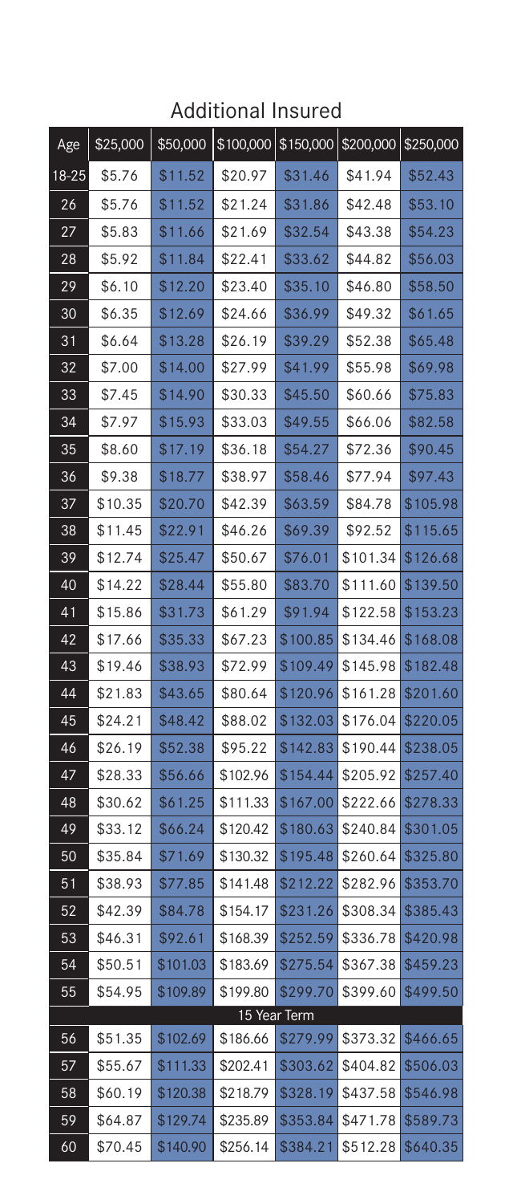## Additional Insured

| Age | $25,000 | $50,000 | $100,000 | $150,000 | $200,000 | $250,000 |
|---|---|---|---|---|---|---|
| 18-25 | $5.76 | $11.52 | $20.97 | $31.46 | $41.94 | $52.43 |
| 26 | $5.76 | $11.52 | $21.24 | $31.86 | $42.48 | $53.10 |
| 27 | $5.83 | $11.66 | $21.69 | $32.54 | $43.38 | $54.23 |
| 28 | $5.92 | $11.84 | $22.41 | $33.62 | $44.82 | $56.03 |
| 29 | $6.10 | $12.20 | $23.40 | $35.10 | $46.80 | $58.50 |
| 30 | $6.35 | $12.69 | $24.66 | $36.99 | $49.32 | $61.65 |
| 31 | $6.64 | $13.28 | $26.19 | $39.29 | $52.38 | $65.48 |
| 32 | $7.00 | $14.00 | $27.99 | $41.99 | $55.98 | $69.98 |
| 33 | $7.45 | $14.90 | $30.33 | $45.50 | $60.66 | $75.83 |
| 34 | $7.97 | $15.93 | $33.03 | $49.55 | $66.06 | $82.58 |
| 35 | $8.60 | $17.19 | $36.18 | $54.27 | $72.36 | $90.45 |
| 36 | $9.38 | $18.77 | $38.97 | $58.46 | $77.94 | $97.43 |
| 37 | $10.35 | $20.70 | $42.39 | $63.59 | $84.78 | $105.98 |
| 38 | $11.45 | $22.91 | $46.26 | $69.39 | $92.52 | $115.65 |
| 39 | $12.74 | $25.47 | $50.67 | $76.01 | $101.34 | $126.68 |
| 40 | $14.22 | $28.44 | $55.80 | $83.70 | $111.60 | $139.50 |
| 41 | $15.86 | $31.73 | $61.29 | $91.94 | $122.58 | $153.23 |
| 42 | $17.66 | $35.33 | $67.23 | $100.85 | $134.46 | $168.08 |
| 43 | $19.46 | $38.93 | $72.99 | $109.49 | $145.98 | $182.48 |
| 44 | $21.83 | $43.65 | $80.64 | $120.96 | $161.28 | $201.60 |
| 45 | $24.21 | $48.42 | $88.02 | $132.03 | $176.04 | $220.05 |
| 46 | $26.19 | $52.38 | $95.22 | $142.83 | $190.44 | $238.05 |
| 47 | $28.33 | $56.66 | $102.96 | $154.44 | $205.92 | $257.40 |
| 48 | $30.62 | $61.25 | $111.33 | $167.00 | $222.66 | $278.33 |
| 49 | $33.12 | $66.24 | $120.42 | $180.63 | $240.84 | $301.05 |
| 50 | $35.84 | $71.69 | $130.32 | $195.48 | $260.64 | $325.80 |
| 51 | $38.93 | $77.85 | $141.48 | $212.22 | $282.96 | $353.70 |
| 52 | $42.39 | $84.78 | $154.17 | $231.26 | $308.34 | $385.43 |
| 53 | $46.31 | $92.61 | $168.39 | $252.59 | $336.78 | $420.98 |
| 54 | $50.51 | $101.03 | $183.69 | $275.54 | $367.38 | $459.23 |
| 55 | $54.95 | $109.89 | $199.80 | $299.70 | $399.60 | $499.50 |
| 15 Year Term | | | | | | |
| 56 | $51.35 | $102.69 | $186.66 | $279.99 | $373.32 | $466.65 |
| 57 | $55.67 | $111.33 | $202.41 | $303.62 | $404.82 | $506.03 |
| 58 | $60.19 | $120.38 | $218.79 | $328.19 | $437.58 | $546.98 |
| 59 | $64.87 | $129.74 | $235.89 | $353.84 | $471.78 | $589.73 |
| 60 | $70.45 | $140.90 | $256.14 | $384.21 | $512.28 | $640.35 |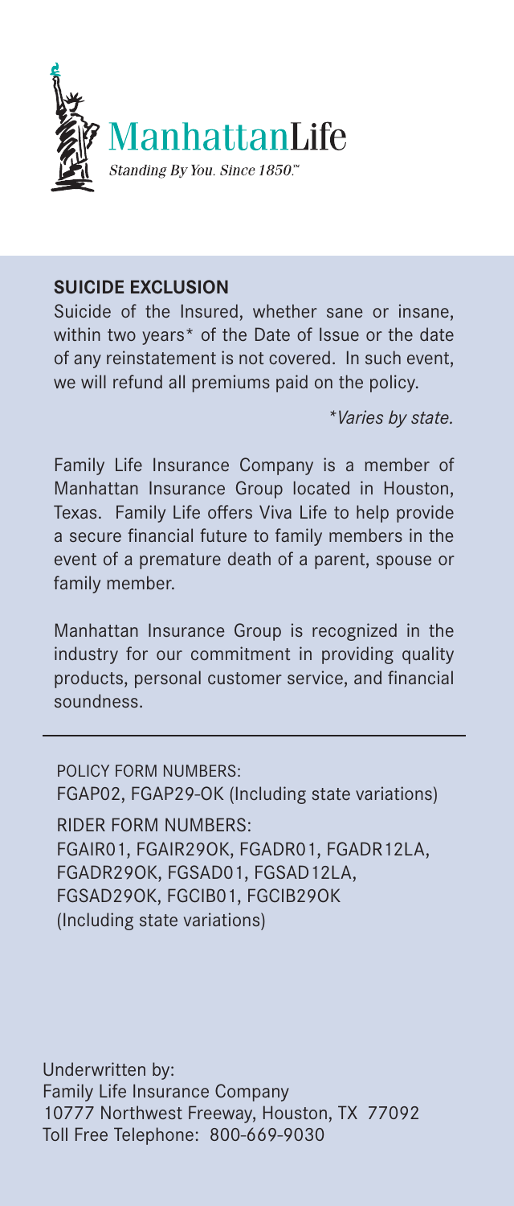ManhattanLife

*Standing By You. Since 1850.™*

**SUICIDE EXCLUSION**

Suicide of the Insured, whether sane or insane, within two years* of the Date of Issue or the date of any reinstatement is not covered. In such event, we will refund all premiums paid on the policy.

*\*Varies by state.*

Family Life Insurance Company is a member of Manhattan Insurance Group located in Houston, Texas. Family Life offers Viva Life to help provide a secure financial future to family members in the event of a premature death of a parent, spouse or family member.

Manhattan Insurance Group is recognized in the industry for our commitment in providing quality products, personal customer service, and financial soundness.

---

POLICY FORM NUMBERS:
FGAP02, FGAP29-OK (Including state variations)

RIDER FORM NUMBERS:
FGAIR01, FGAIR29OK, FGADR01, FGADR12LA, FGADR29OK, FGSAD01, FGSAD12LA, FGSAD29OK, FGCIB01, FGCIB29OK
(Including state variations)

Underwritten by:
Family Life Insurance Company
10777 Northwest Freeway, Houston, TX 77092
Toll Free Telephone: 800-669-9030